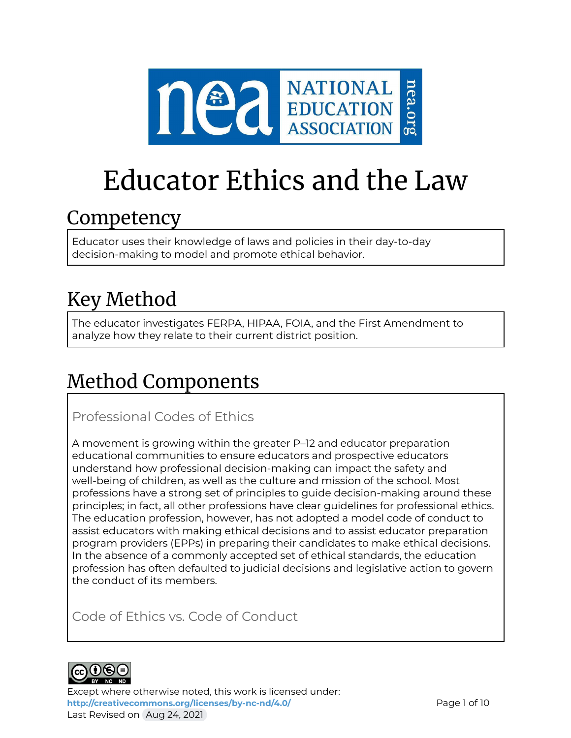# Educator Ethics and the Law

## Competency

Educator uses their knowledge of laws and policies in their day-to-day decision-making to model and promote ethical behavior.

## Key Method

The educator investigates FERPA, HIPAA, FOIA, and the First Amendment to analyze how they relate to their current district position.

## Method Components

### Professional Codes of Ethics

A movement is growing within the greater P–12 and educator preparation educational communities to ensure educators and prospective educators understand how professional decision-making can impact the safety and well-being of children, as well as the culture and mission of the school. Most professions have a strong set of principles to guide decision-making around these principles; in fact, all other professions have clear guidelines for professional ethics. The education profession, however, has not adopted a model code of conduct to assist educators with making ethical decisions and to assist educator preparation program providers (EPPs) in preparing their candidates to make ethical decisions. In the absence of a commonly accepted set of ethical standards, the education profession has often defaulted to judicial decisions and legislative action to govern the conduct of its members.

### Code of Ethics vs. Code of Conduct

Except where otherwise noted, this work is licensed under:
http://creativecommons.org/licenses/by-nc-nd/4.0/
Last Revised on Aug 24, 2021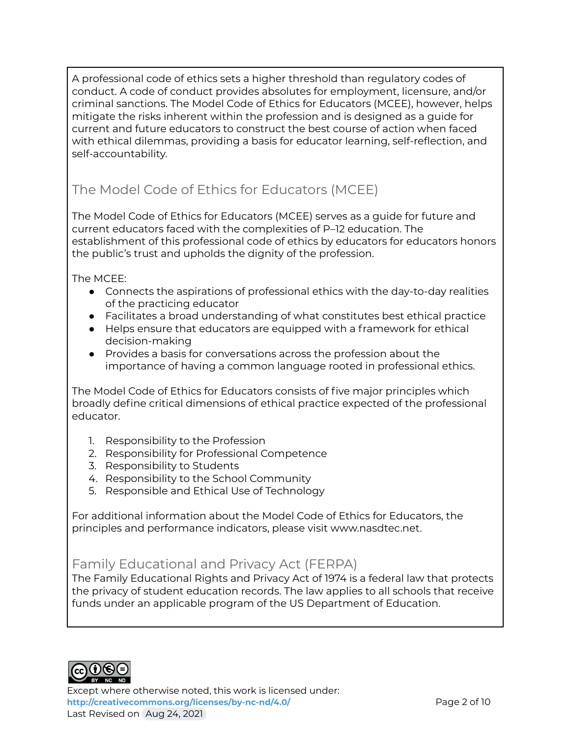A professional code of ethics sets a higher threshold than regulatory codes of conduct. A code of conduct provides absolutes for employment, licensure, and/or criminal sanctions. The Model Code of Ethics for Educators (MCEE), however, helps mitigate the risks inherent within the profession and is designed as a guide for current and future educators to construct the best course of action when faced with ethical dilemmas, providing a basis for educator learning, self-reflection, and self-accountability.

## The Model Code of Ethics for Educators (MCEE)

The Model Code of Ethics for Educators (MCEE) serves as a guide for future and current educators faced with the complexities of P–12 education. The establishment of this professional code of ethics by educators for educators honors the public's trust and upholds the dignity of the profession.

The MCEE:

- Connects the aspirations of professional ethics with the day-to-day realities of the practicing educator
- Facilitates a broad understanding of what constitutes best ethical practice
- Helps ensure that educators are equipped with a framework for ethical decision-making
- Provides a basis for conversations across the profession about the importance of having a common language rooted in professional ethics.

The Model Code of Ethics for Educators consists of five major principles which broadly define critical dimensions of ethical practice expected of the professional educator.

1. Responsibility to the Profession
2. Responsibility for Professional Competence
3. Responsibility to Students
4. Responsibility to the School Community
5. Responsible and Ethical Use of Technology

For additional information about the Model Code of Ethics for Educators, the principles and performance indicators, please visit www.nasdtec.net.

## Family Educational and Privacy Act (FERPA)

The Family Educational Rights and Privacy Act of 1974 is a federal law that protects the privacy of student education records. The law applies to all schools that receive funds under an applicable program of the US Department of Education.

Except where otherwise noted, this work is licensed under: **http://creativecommons.org/licenses/by-nc-nd/4.0/**
Last Revised on Aug 24, 2021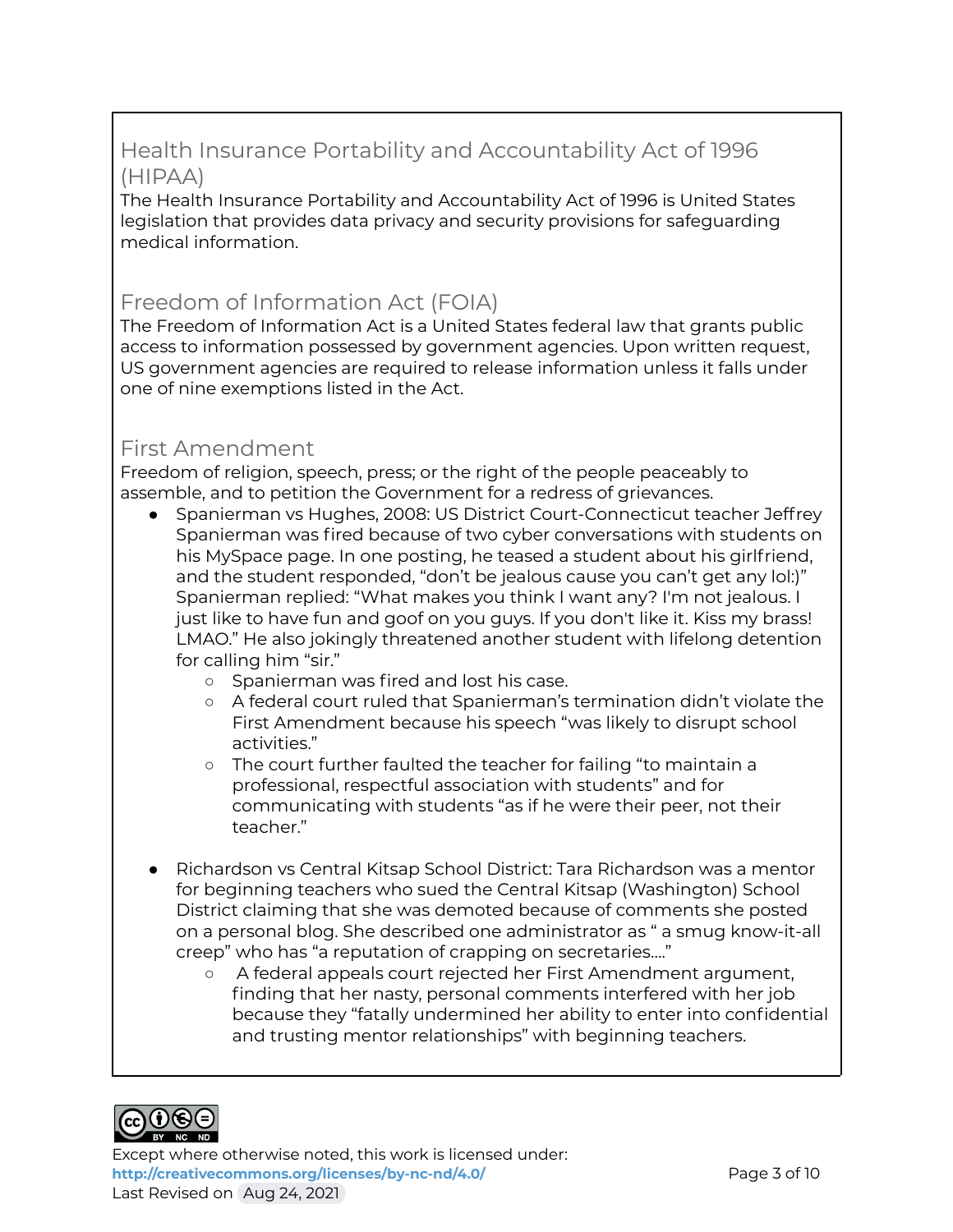## Health Insurance Portability and Accountability Act of 1996 (HIPAA)

The Health Insurance Portability and Accountability Act of 1996 is United States legislation that provides data privacy and security provisions for safeguarding medical information.

## Freedom of Information Act (FOIA)

The Freedom of Information Act is a United States federal law that grants public access to information possessed by government agencies. Upon written request, US government agencies are required to release information unless it falls under one of nine exemptions listed in the Act.

## First Amendment

Freedom of religion, speech, press; or the right of the people peaceably to assemble, and to petition the Government for a redress of grievances.

- Spanierman vs Hughes, 2008: US District Court-Connecticut teacher Jeffrey Spanierman was fired because of two cyber conversations with students on his MySpace page. In one posting, he teased a student about his girlfriend, and the student responded, "don't be jealous cause you can't get any lol:)" Spanierman replied: "What makes you think I want any? I'm not jealous. I just like to have fun and goof on you guys. If you don't like it. Kiss my brass! LMAO." He also jokingly threatened another student with lifelong detention for calling him "sir."
    - Spanierman was fired and lost his case.
    - A federal court ruled that Spanierman's termination didn't violate the First Amendment because his speech "was likely to disrupt school activities."
    - The court further faulted the teacher for failing "to maintain a professional, respectful association with students" and for communicating with students "as if he were their peer, not their teacher."

- Richardson vs Central Kitsap School District: Tara Richardson was a mentor for beginning teachers who sued the Central Kitsap (Washington) School District claiming that she was demoted because of comments she posted on a personal blog. She described one administrator as " a smug know-it-all creep" who has "a reputation of crapping on secretaries...."
    - A federal appeals court rejected her First Amendment argument, finding that her nasty, personal comments interfered with her job because they "fatally undermined her ability to enter into confidential and trusting mentor relationships" with beginning teachers.

Except where otherwise noted, this work is licensed under: http://creativecommons.org/licenses/by-nc-nd/4.0/
Last Revised on Aug 24, 2021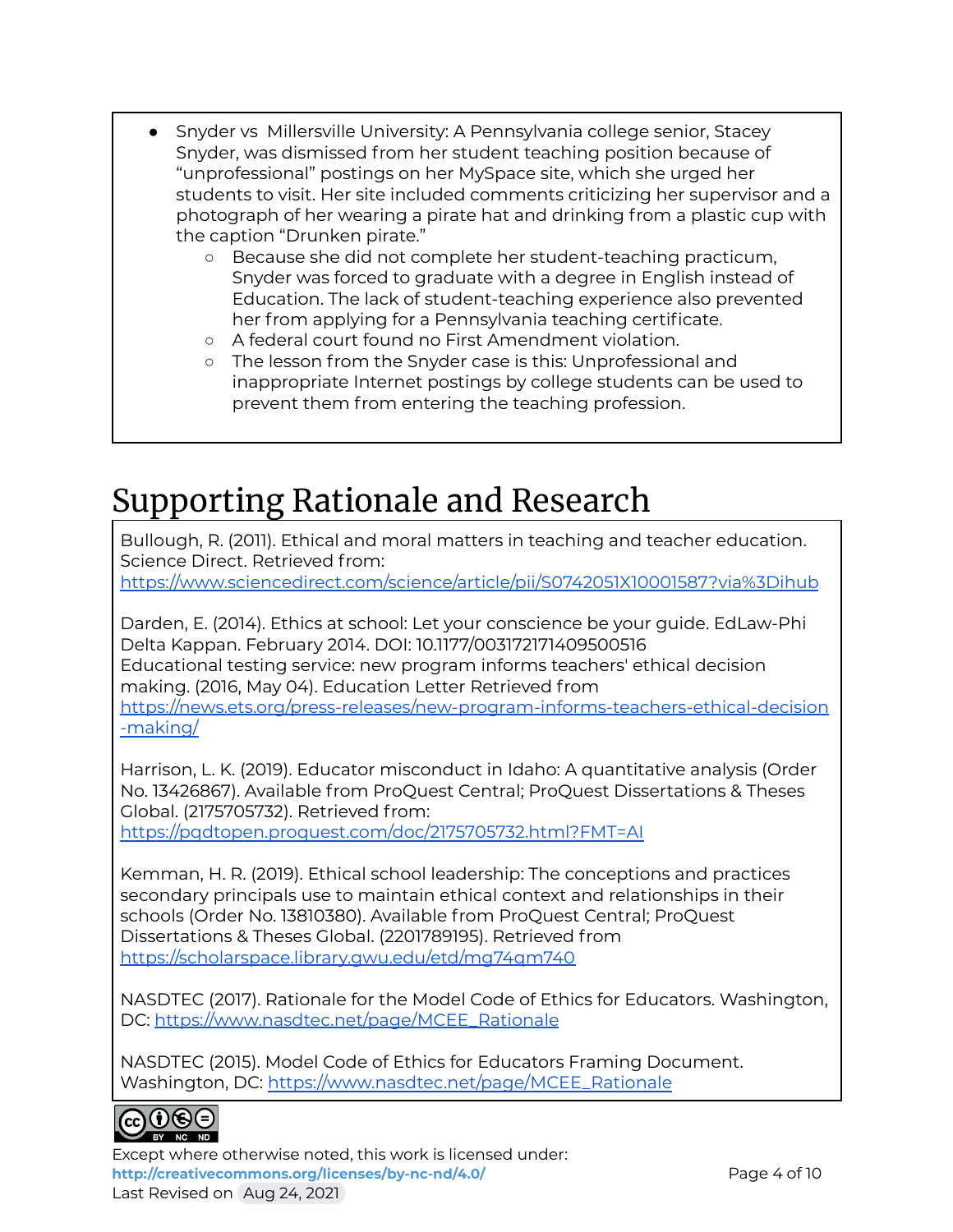- Snyder vs  Millersville University: A Pennsylvania college senior, Stacey Snyder, was dismissed from her student teaching position because of “unprofessional” postings on her MySpace site, which she urged her students to visit. Her site included comments criticizing her supervisor and a photograph of her wearing a pirate hat and drinking from a plastic cup with the caption “Drunken pirate.”
  - Because she did not complete her student-teaching practicum, Snyder was forced to graduate with a degree in English instead of Education. The lack of student-teaching experience also prevented her from applying for a Pennsylvania teaching certificate.
  - A federal court found no First Amendment violation.
  - The lesson from the Snyder case is this: Unprofessional and inappropriate Internet postings by college students can be used to prevent them from entering the teaching profession.

# Supporting Rationale and Research

Bullough, R. (2011). Ethical and moral matters in teaching and teacher education. Science Direct. Retrieved from: https://www.sciencedirect.com/science/article/pii/S0742051X10001587?via%3Dihub

Darden, E. (2014). Ethics at school: Let your conscience be your guide. EdLaw-Phi Delta Kappan. February 2014. DOI: 10.1177/003172171409500516
Educational testing service: new program informs teachers' ethical decision making. (2016, May 04). Education Letter Retrieved from https://news.ets.org/press-releases/new-program-informs-teachers-ethical-decision-making/

Harrison, L. K. (2019). Educator misconduct in Idaho: A quantitative analysis (Order No. 13426867). Available from ProQuest Central; ProQuest Dissertations & Theses Global. (2175705732). Retrieved from: https://pqdtopen.proquest.com/doc/2175705732.html?FMT=AI

Kemman, H. R. (2019). Ethical school leadership: The conceptions and practices secondary principals use to maintain ethical context and relationships in their schools (Order No. 13810380). Available from ProQuest Central; ProQuest Dissertations & Theses Global. (2201789195). Retrieved from https://scholarspace.library.gwu.edu/etd/mg74qm740

NASDTEC (2017). Rationale for the Model Code of Ethics for Educators. Washington, DC: https://www.nasdtec.net/page/MCEE_Rationale

NASDTEC (2015). Model Code of Ethics for Educators Framing Document. Washington, DC: https://www.nasdtec.net/page/MCEE_Rationale

Except where otherwise noted, this work is licensed under:
http://creativecommons.org/licenses/by-nc-nd/4.0/
Last Revised on Aug 24, 2021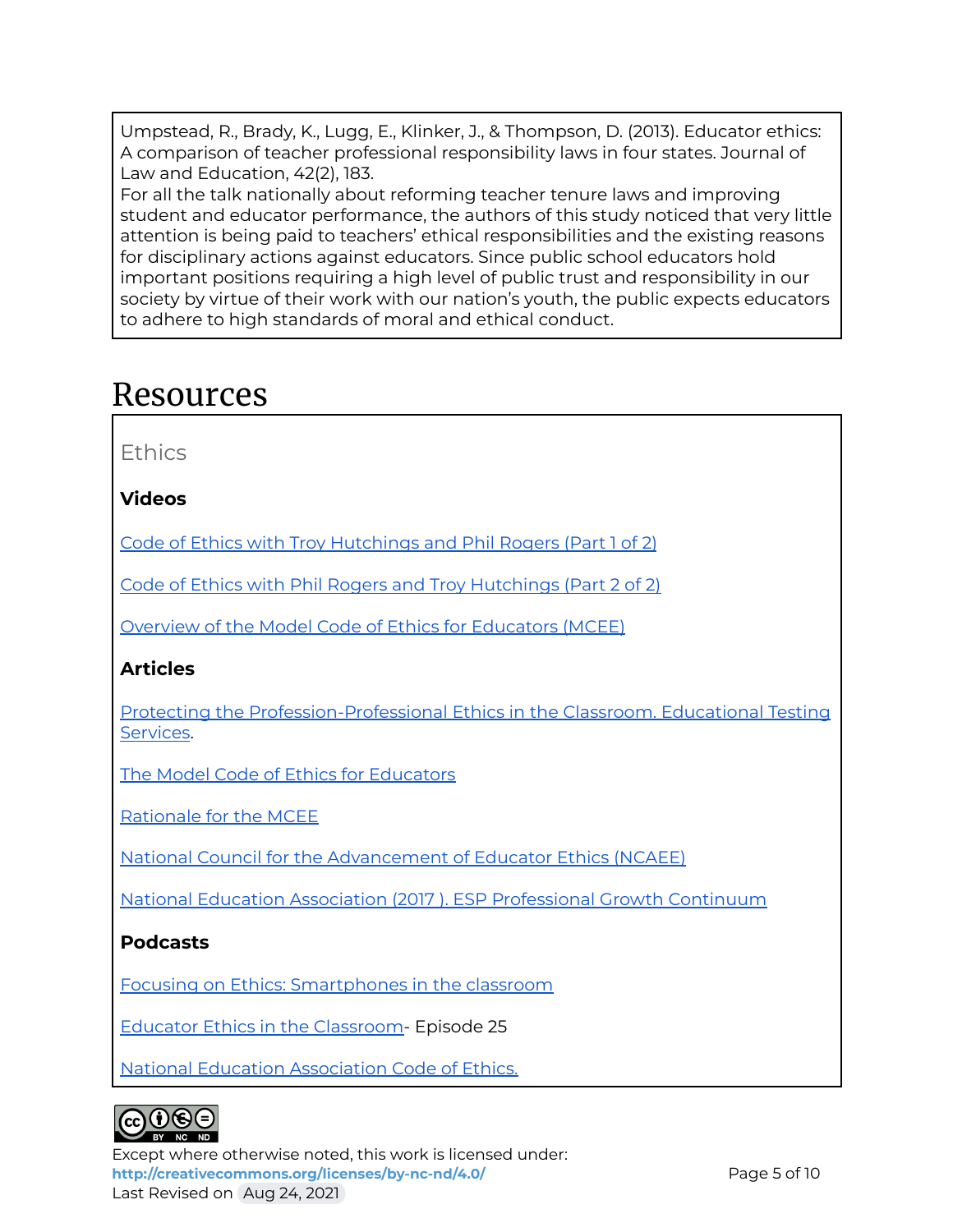Umpstead, R., Brady, K., Lugg, E., Klinker, J., & Thompson, D. (2013). Educator ethics: A comparison of teacher professional responsibility laws in four states. Journal of Law and Education, 42(2), 183.
For all the talk nationally about reforming teacher tenure laws and improving student and educator performance, the authors of this study noticed that very little attention is being paid to teachers' ethical responsibilities and the existing reasons for disciplinary actions against educators. Since public school educators hold important positions requiring a high level of public trust and responsibility in our society by virtue of their work with our nation's youth, the public expects educators to adhere to high standards of moral and ethical conduct.

# Resources

## Ethics

**Videos**

Code of Ethics with Troy Hutchings and Phil Rogers (Part 1 of 2)

Code of Ethics with Phil Rogers and Troy Hutchings (Part 2 of 2)

Overview of the Model Code of Ethics for Educators (MCEE)

**Articles**

Protecting the Profession-Professional Ethics in the Classroom. Educational Testing Services.

The Model Code of Ethics for Educators

Rationale for the MCEE

National Council for the Advancement of Educator Ethics (NCAEE)

National Education Association (2017 ). ESP Professional Growth Continuum

**Podcasts**

Focusing on Ethics: Smartphones in the classroom

Educator Ethics in the Classroom- Episode 25

National Education Association Code of Ethics.

Except where otherwise noted, this work is licensed under:
**http://creativecommons.org/licenses/by-nc-nd/4.0/**
Last Revised on Aug 24, 2021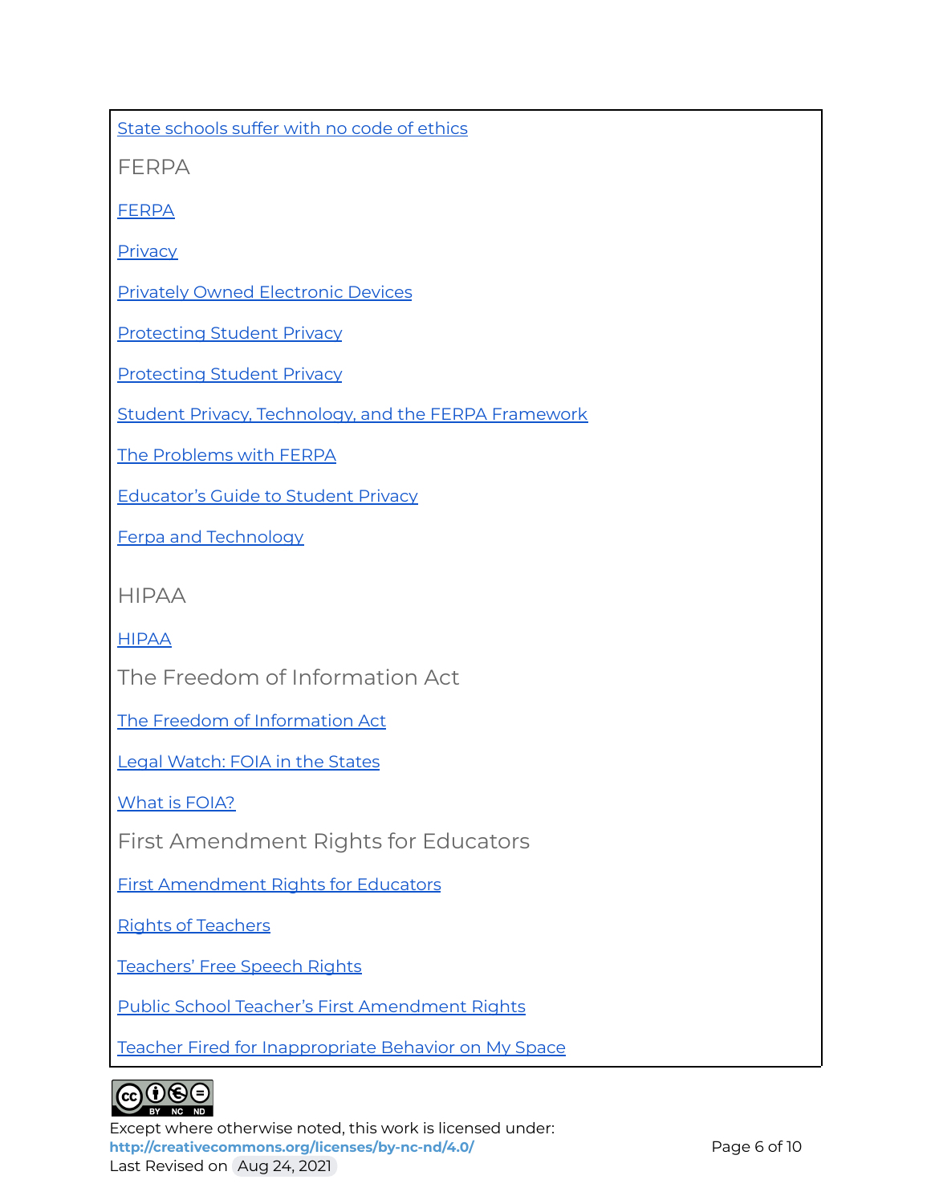State schools suffer with no code of ethics

## FERPA

FERPA

Privacy

Privately Owned Electronic Devices

Protecting Student Privacy

Protecting Student Privacy

Student Privacy, Technology, and the FERPA Framework

The Problems with FERPA

Educator's Guide to Student Privacy

Ferpa and Technology

## HIPAA

HIPAA

## The Freedom of Information Act

The Freedom of Information Act

Legal Watch: FOIA in the States

What is FOIA?

## First Amendment Rights for Educators

First Amendment Rights for Educators

Rights of Teachers

Teachers' Free Speech Rights

Public School Teacher's First Amendment Rights

Teacher Fired for Inappropriate Behavior on My Space

Except where otherwise noted, this work is licensed under:
**http://creativecommons.org/licenses/by-nc-nd/4.0/**
Last Revised on Aug 24, 2021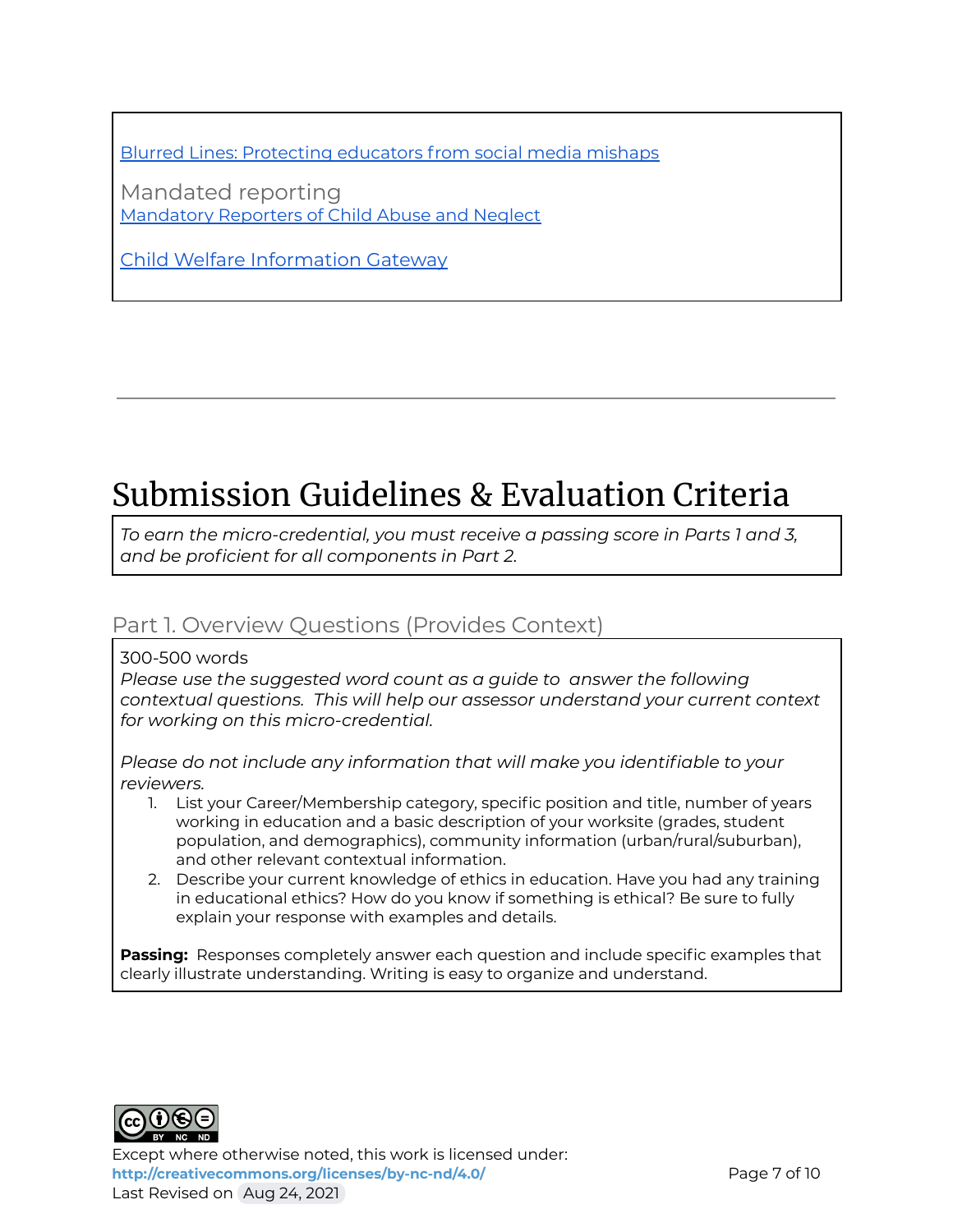[Blurred Lines: Protecting educators from social media mishaps]()

Mandated reporting

[Mandatory Reporters of Child Abuse and Neglect]()

[Child Welfare Information Gateway]()

---

# Submission Guidelines & Evaluation Criteria

*To earn the micro-credential, you must receive a passing score in Parts 1 and 3, and be proficient for all components in Part 2.*

## Part 1. Overview Questions (Provides Context)

300-500 words

*Please use the suggested word count as a guide to answer the following contextual questions. This will help our assessor understand your current context for working on this micro-credential.*

*Please do not include any information that will make you identifiable to your reviewers.*

1. List your Career/Membership category, specific position and title, number of years working in education and a basic description of your worksite (grades, student population, and demographics), community information (urban/rural/suburban), and other relevant contextual information.
2. Describe your current knowledge of ethics in education. Have you had any training in educational ethics? How do you know if something is ethical? Be sure to fully explain your response with examples and details.

**Passing:** Responses completely answer each question and include specific examples that clearly illustrate understanding. Writing is easy to organize and understand.

Except where otherwise noted, this work is licensed under:
**http://creativecommons.org/licenses/by-nc-nd/4.0/**
Last Revised on Aug 24, 2021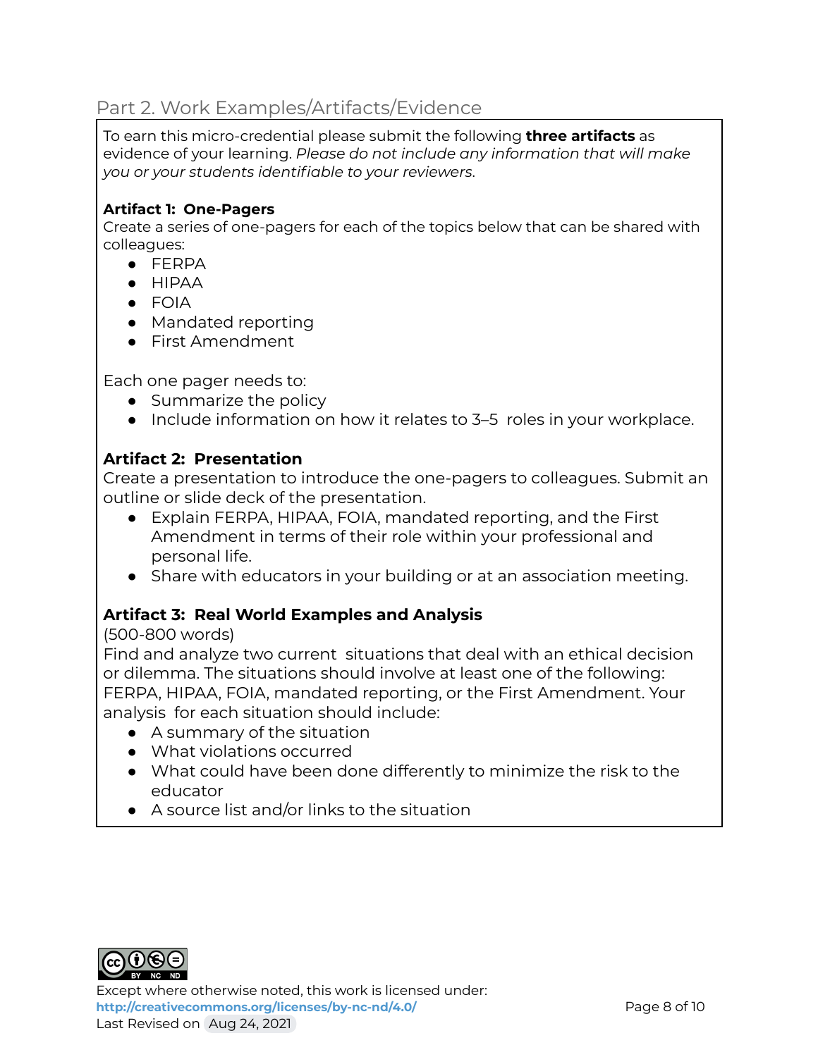## Part 2. Work Examples/Artifacts/Evidence

To earn this micro-credential please submit the following **three artifacts** as evidence of your learning. *Please do not include any information that will make you or your students identifiable to your reviewers.*

**Artifact 1: One-Pagers**
Create a series of one-pagers for each of the topics below that can be shared with colleagues:

- FERPA
- HIPAA
- FOIA
- Mandated reporting
- First Amendment

Each one pager needs to:

- Summarize the policy
- Include information on how it relates to 3–5 roles in your workplace.

**Artifact 2: Presentation**
Create a presentation to introduce the one-pagers to colleagues. Submit an outline or slide deck of the presentation.

- Explain FERPA, HIPAA, FOIA, mandated reporting, and the First Amendment in terms of their role within your professional and personal life.
- Share with educators in your building or at an association meeting.

**Artifact 3: Real World Examples and Analysis**
(500-800 words)
Find and analyze two current situations that deal with an ethical decision or dilemma. The situations should involve at least one of the following: FERPA, HIPAA, FOIA, mandated reporting, or the First Amendment. Your analysis for each situation should include:

- A summary of the situation
- What violations occurred
- What could have been done differently to minimize the risk to the educator
- A source list and/or links to the situation

Except where otherwise noted, this work is licensed under:
**http://creativecommons.org/licenses/by-nc-nd/4.0/**
Last Revised on Aug 24, 2021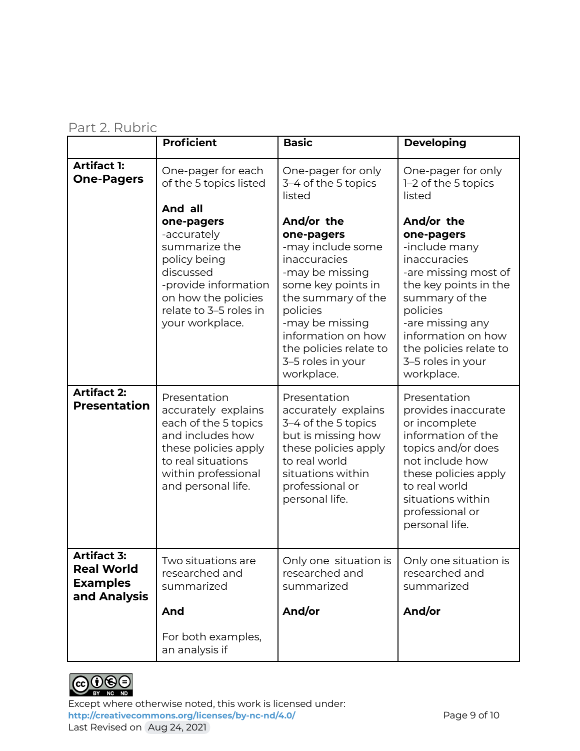## Part 2. Rubric

| | Proficient | Basic | Developing |
|---|---|---|---|
| **Artifact 1: One-Pagers** | One-pager for each of the 5 topics listed<br><br>**And all one-pagers**<br>-accurately summarize the policy being discussed<br>-provide information on how the policies relate to 3–5 roles in your workplace. | One-pager for only 3–4 of the 5 topics listed<br><br>**And/or the one-pagers**<br>-may include some inaccuracies<br>-may be missing some key points in the summary of the policies<br>-may be missing information on how the policies relate to 3–5 roles in your workplace. | One-pager for only 1–2 of the 5 topics listed<br><br>**And/or the one-pagers**<br>-include many inaccuracies<br>-are missing most of the key points in the summary of the policies<br>-are missing any information on how the policies relate to 3–5 roles in your workplace. |
| **Artifact 2: Presentation** | Presentation accurately explains each of the 5 topics and includes how these policies apply to real situations within professional and personal life. | Presentation accurately explains 3–4 of the 5 topics but is missing how these policies apply to real world situations within professional or personal life. | Presentation provides inaccurate or incomplete information of the topics and/or does not include how these policies apply to real world situations within professional or personal life. |
| **Artifact 3: Real World Examples and Analysis** | Two situations are researched and summarized<br><br>**And**<br><br>For both examples, an analysis if | Only one situation is researched and summarized<br><br>**And/or** | Only one situation is researched and summarized<br><br>**And/or** |

Except where otherwise noted, this work is licensed under:
http://creativecommons.org/licenses/by-nc-nd/4.0/
Last Revised on Aug 24, 2021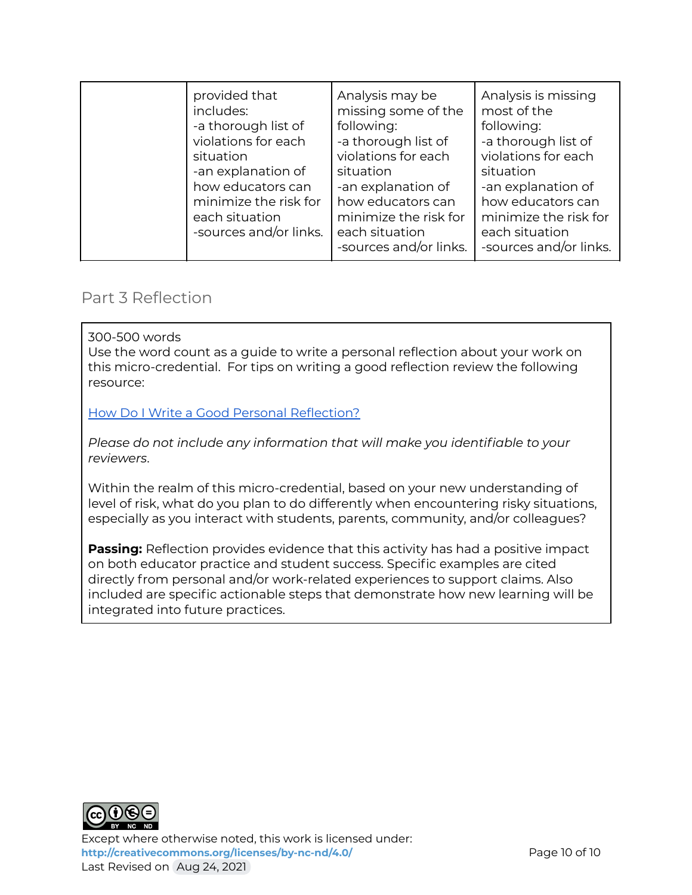| | | | |
|---|---|---|---|
| | provided that includes:<br>-a thorough list of violations for each situation<br>-an explanation of how educators can minimize the risk for each situation<br>-sources and/or links. | Analysis may be missing some of the following:<br>-a thorough list of violations for each situation<br>-an explanation of how educators can minimize the risk for each situation<br>-sources and/or links. | Analysis is missing most of the following:<br>-a thorough list of violations for each situation<br>-an explanation of how educators can minimize the risk for each situation<br>-sources and/or links. |

## Part 3 Reflection

| |
|---|
| 300-500 words<br>Use the word count as a guide to write a personal reflection about your work on this micro-credential. For tips on writing a good reflection review the following resource:<br><br>[How Do I Write a Good Personal Reflection?]()<br><br>*Please do not include any information that will make you identifiable to your reviewers*.<br><br>Within the realm of this micro-credential, based on your new understanding of level of risk, what do you plan to do differently when encountering risky situations, especially as you interact with students, parents, community, and/or colleagues?<br><br>**Passing:** Reflection provides evidence that this activity has had a positive impact on both educator practice and student success. Specific examples are cited directly from personal and/or work-related experiences to support claims. Also included are specific actionable steps that demonstrate how new learning will be integrated into future practices. |

Except where otherwise noted, this work is licensed under:
**http://creativecommons.org/licenses/by-nc-nd/4.0/**
Last Revised on Aug 24, 2021